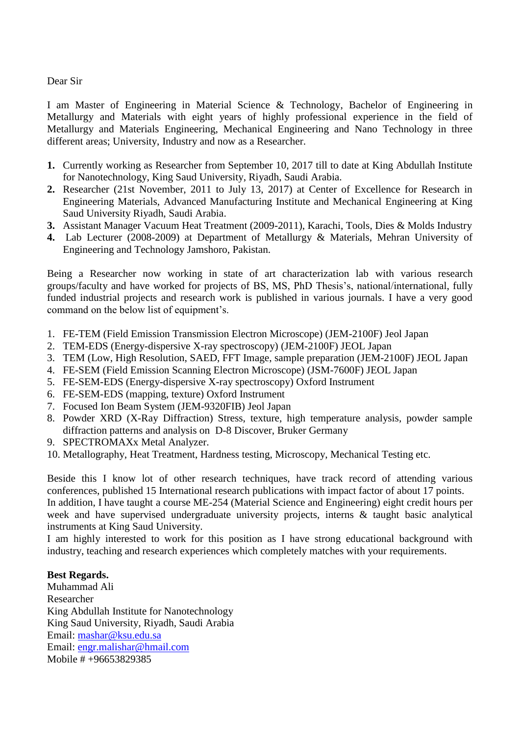Dear Sir

I am Master of Engineering in Material Science & Technology, Bachelor of Engineering in Metallurgy and Materials with eight years of highly professional experience in the field of Metallurgy and Materials Engineering, Mechanical Engineering and Nano Technology in three different areas; University, Industry and now as a Researcher.

1. Currently working as Researcher from September 10, 2017 till to date at King Abdullah Institute for Nanotechnology, King Saud University, Riyadh, Saudi Arabia.
2. Researcher (21st November, 2011 to July 13, 2017) at Center of Excellence for Research in Engineering Materials, Advanced Manufacturing Institute and Mechanical Engineering at King Saud University Riyadh, Saudi Arabia.
3. Assistant Manager Vacuum Heat Treatment (2009-2011), Karachi, Tools, Dies & Molds Industry
4. Lab Lecturer (2008-2009) at Department of Metallurgy & Materials, Mehran University of Engineering and Technology Jamshoro, Pakistan.

Being a Researcher now working in state of art characterization lab with various research groups/faculty and have worked for projects of BS, MS, PhD Thesis's, national/international, fully funded industrial projects and research work is published in various journals. I have a very good command on the below list of equipment's.

1. FE-TEM (Field Emission Transmission Electron Microscope) (JEM-2100F) Jeol Japan
2. TEM-EDS (Energy-dispersive X-ray spectroscopy) (JEM-2100F) JEOL Japan
3. TEM (Low, High Resolution, SAED, FFT Image, sample preparation (JEM-2100F) JEOL Japan
4. FE-SEM (Field Emission Scanning Electron Microscope) (JSM-7600F) JEOL Japan
5. FE-SEM-EDS (Energy-dispersive X-ray spectroscopy) Oxford Instrument
6. FE-SEM-EDS (mapping, texture) Oxford Instrument
7. Focused Ion Beam System (JEM-9320FIB) Jeol Japan
8. Powder XRD (X-Ray Diffraction) Stress, texture, high temperature analysis, powder sample diffraction patterns and analysis on D-8 Discover, Bruker Germany
9. SPECTROMAXx Metal Analyzer.
10. Metallography, Heat Treatment, Hardness testing, Microscopy, Mechanical Testing etc.

Beside this I know lot of other research techniques, have track record of attending various conferences, published 15 International research publications with impact factor of about 17 points. In addition, I have taught a course ME-254 (Material Science and Engineering) eight credit hours per week and have supervised undergraduate university projects, interns & taught basic analytical instruments at King Saud University.
I am highly interested to work for this position as I have strong educational background with industry, teaching and research experiences which completely matches with your requirements.

**Best Regards.**
Muhammad Ali
Researcher
King Abdullah Institute for Nanotechnology
King Saud University, Riyadh, Saudi Arabia
Email: mashar@ksu.edu.sa
Email: engr.malishar@hmail.com
Mobile # +96653829385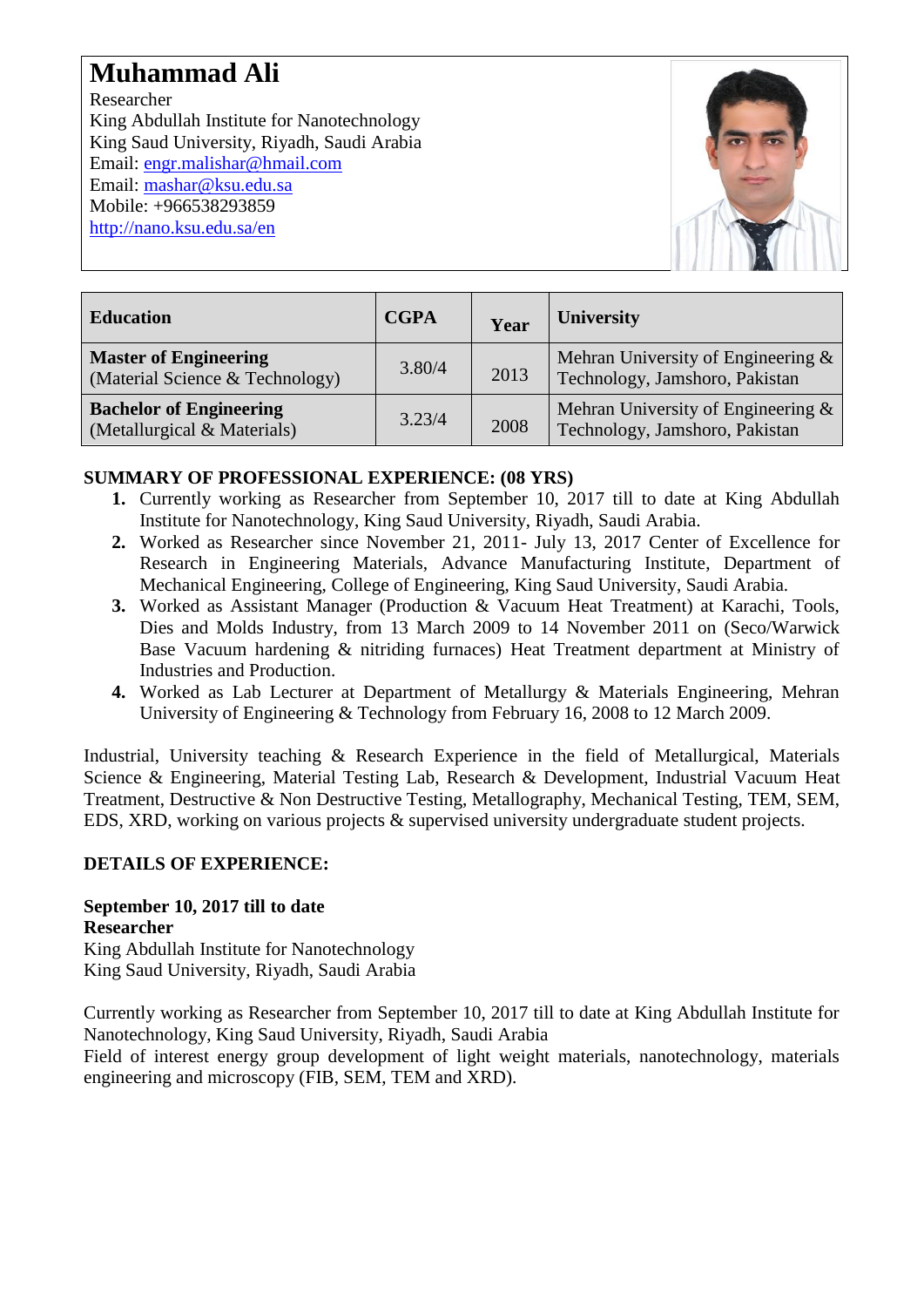# Muhammad Ali

Researcher
King Abdullah Institute for Nanotechnology
King Saud University, Riyadh, Saudi Arabia
Email: engr.malishar@hmail.com
Email: mashar@ksu.edu.sa
Mobile: +966538293859
http://nano.ksu.edu.sa/en

| Education | CGPA | Year | University |
|---|---|---|---|
| **Master of Engineering** (Material Science & Technology) | 3.80/4 | 2013 | Mehran University of Engineering & Technology, Jamshoro, Pakistan |
| **Bachelor of Engineering** (Metallurgical & Materials) | 3.23/4 | 2008 | Mehran University of Engineering & Technology, Jamshoro, Pakistan |

**SUMMARY OF PROFESSIONAL EXPERIENCE: (08 YRS)**

1. Currently working as Researcher from September 10, 2017 till to date at King Abdullah Institute for Nanotechnology, King Saud University, Riyadh, Saudi Arabia.
2. Worked as Researcher since November 21, 2011- July 13, 2017 Center of Excellence for Research in Engineering Materials, Advance Manufacturing Institute, Department of Mechanical Engineering, College of Engineering, King Saud University, Saudi Arabia.
3. Worked as Assistant Manager (Production & Vacuum Heat Treatment) at Karachi, Tools, Dies and Molds Industry, from 13 March 2009 to 14 November 2011 on (Seco/Warwick Base Vacuum hardening & nitriding furnaces) Heat Treatment department at Ministry of Industries and Production.
4. Worked as Lab Lecturer at Department of Metallurgy & Materials Engineering, Mehran University of Engineering & Technology from February 16, 2008 to 12 March 2009.

Industrial, University teaching & Research Experience in the field of Metallurgical, Materials Science & Engineering, Material Testing Lab, Research & Development, Industrial Vacuum Heat Treatment, Destructive & Non Destructive Testing, Metallography, Mechanical Testing, TEM, SEM, EDS, XRD, working on various projects & supervised university undergraduate student projects.

**DETAILS OF EXPERIENCE:**

**September 10, 2017 till to date**
**Researcher**
King Abdullah Institute for Nanotechnology
King Saud University, Riyadh, Saudi Arabia

Currently working as Researcher from September 10, 2017 till to date at King Abdullah Institute for Nanotechnology, King Saud University, Riyadh, Saudi Arabia
Field of interest energy group development of light weight materials, nanotechnology, materials engineering and microscopy (FIB, SEM, TEM and XRD).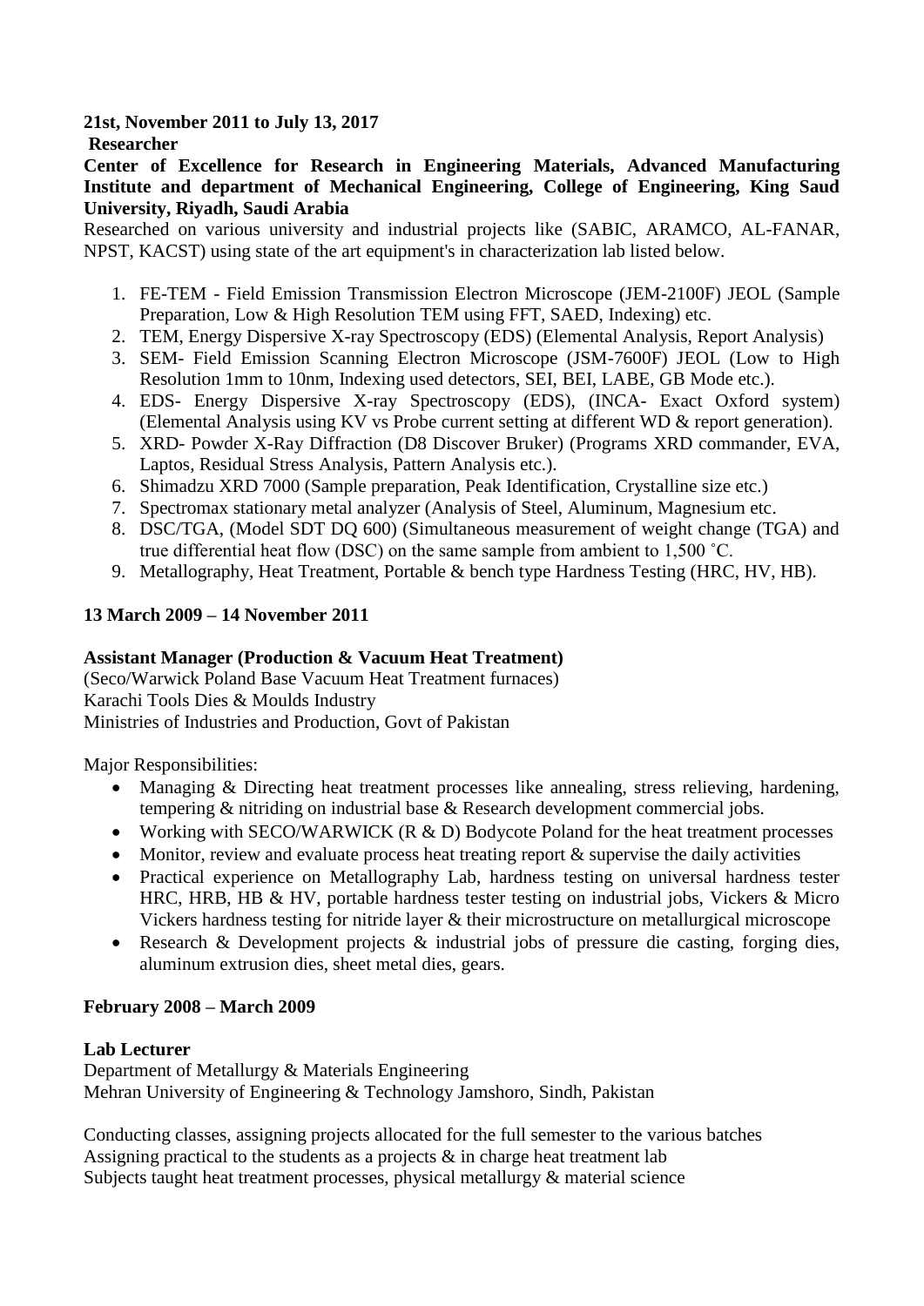**21st, November 2011 to July 13, 2017**

**Researcher**

**Center of Excellence for Research in Engineering Materials, Advanced Manufacturing Institute and department of Mechanical Engineering, College of Engineering, King Saud University, Riyadh, Saudi Arabia**

Researched on various university and industrial projects like (SABIC, ARAMCO, AL-FANAR, NPST, KACST) using state of the art equipment's in characterization lab listed below.

1. FE-TEM - Field Emission Transmission Electron Microscope (JEM-2100F) JEOL (Sample Preparation, Low & High Resolution TEM using FFT, SAED, Indexing) etc.
2. TEM, Energy Dispersive X-ray Spectroscopy (EDS) (Elemental Analysis, Report Analysis)
3. SEM- Field Emission Scanning Electron Microscope (JSM-7600F) JEOL (Low to High Resolution 1mm to 10nm, Indexing used detectors, SEI, BEI, LABE, GB Mode etc.).
4. EDS- Energy Dispersive X-ray Spectroscopy (EDS), (INCA- Exact Oxford system) (Elemental Analysis using KV vs Probe current setting at different WD & report generation).
5. XRD- Powder X-Ray Diffraction (D8 Discover Bruker) (Programs XRD commander, EVA, Laptos, Residual Stress Analysis, Pattern Analysis etc.).
6. Shimadzu XRD 7000 (Sample preparation, Peak Identification, Crystalline size etc.)
7. Spectromax stationary metal analyzer (Analysis of Steel, Aluminum, Magnesium etc.
8. DSC/TGA, (Model SDT DQ 600) (Simultaneous measurement of weight change (TGA) and true differential heat flow (DSC) on the same sample from ambient to 1,500 ˚C.
9. Metallography, Heat Treatment, Portable & bench type Hardness Testing (HRC, HV, HB).

**13 March 2009 – 14 November 2011**

**Assistant Manager (Production & Vacuum Heat Treatment)**

(Seco/Warwick Poland Base Vacuum Heat Treatment furnaces)
Karachi Tools Dies & Moulds Industry
Ministries of Industries and Production, Govt of Pakistan

Major Responsibilities:

- Managing & Directing heat treatment processes like annealing, stress relieving, hardening, tempering & nitriding on industrial base & Research development commercial jobs.
- Working with SECO/WARWICK (R & D) Bodycote Poland for the heat treatment processes
- Monitor, review and evaluate process heat treating report & supervise the daily activities
- Practical experience on Metallography Lab, hardness testing on universal hardness tester HRC, HRB, HB & HV, portable hardness tester testing on industrial jobs, Vickers & Micro Vickers hardness testing for nitride layer & their microstructure on metallurgical microscope
- Research & Development projects & industrial jobs of pressure die casting, forging dies, aluminum extrusion dies, sheet metal dies, gears.

**February 2008 – March 2009**

**Lab Lecturer**

Department of Metallurgy & Materials Engineering
Mehran University of Engineering & Technology Jamshoro, Sindh, Pakistan

Conducting classes, assigning projects allocated for the full semester to the various batches
Assigning practical to the students as a projects & in charge heat treatment lab
Subjects taught heat treatment processes, physical metallurgy & material science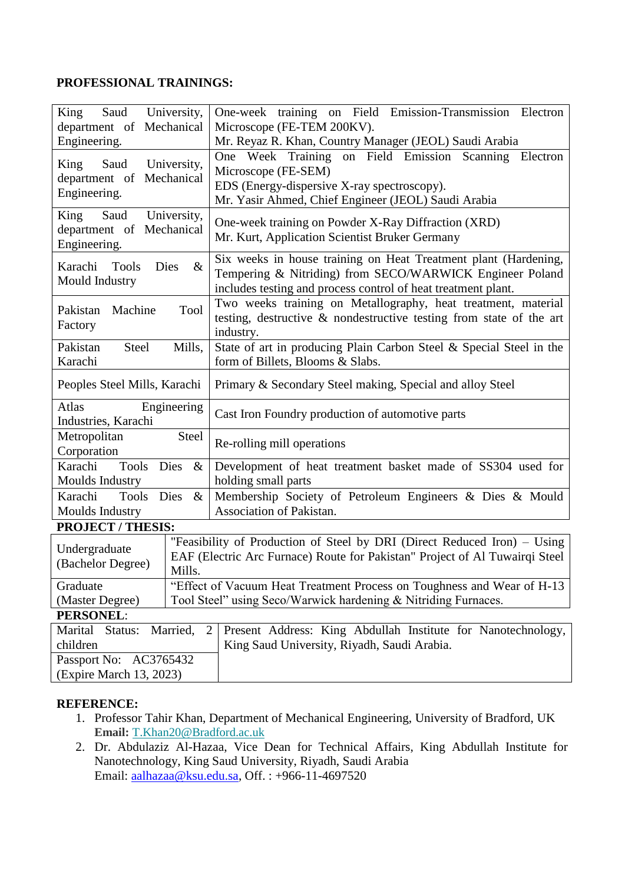**PROFESSIONAL TRAININGS:**

| | |
|---|---|
| King Saud University, department of Mechanical Engineering. | One-week training on Field Emission-Transmission Electron Microscope (FE-TEM 200KV).<br>Mr. Reyaz R. Khan, Country Manager (JEOL) Saudi Arabia |
| King Saud University, department of Mechanical Engineering. | One Week Training on Field Emission Scanning Electron Microscope (FE-SEM)<br>EDS (Energy-dispersive X-ray spectroscopy).<br>Mr. Yasir Ahmed, Chief Engineer (JEOL) Saudi Arabia |
| King Saud University, department of Mechanical Engineering. | One-week training on Powder X-Ray Diffraction (XRD)<br>Mr. Kurt, Application Scientist Bruker Germany |
| Karachi Tools Dies & Mould Industry | Six weeks in house training on Heat Treatment plant (Hardening, Tempering & Nitriding) from SECO/WARWICK Engineer Poland includes testing and process control of heat treatment plant. |
| Pakistan Machine Tool Factory | Two weeks training on Metallography, heat treatment, material testing, destructive & nondestructive testing from state of the art industry. |
| Pakistan Steel Mills, Karachi | State of art in producing Plain Carbon Steel & Special Steel in the form of Billets, Blooms & Slabs. |
| Peoples Steel Mills, Karachi | Primary & Secondary Steel making, Special and alloy Steel |
| Atlas Engineering Industries, Karachi | Cast Iron Foundry production of automotive parts |
| Metropolitan Steel Corporation | Re-rolling mill operations |
| Karachi Tools Dies & Moulds Industry | Development of heat treatment basket made of SS304 used for holding small parts |
| Karachi Tools Dies & Moulds Industry | Membership Society of Petroleum Engineers & Dies & Mould Association of Pakistan. |

**PROJECT / THESIS:**

| | |
|---|---|
| Undergraduate (Bachelor Degree) | "Feasibility of Production of Steel by DRI (Direct Reduced Iron) – Using EAF (Electric Arc Furnace) Route for Pakistan" Project of Al Tuwairqi Steel Mills. |
| Graduate (Master Degree) | "Effect of Vacuum Heat Treatment Process on Toughness and Wear of H-13 Tool Steel" using Seco/Warwick hardening & Nitriding Furnaces. |

**PERSONEL**:

| | |
|---|---|
| Marital Status: Married, 2 children | Present Address: King Abdullah Institute for Nanotechnology, King Saud University, Riyadh, Saudi Arabia. |
| Passport No: AC3765432 (Expire March 13, 2023) | |

**REFERENCE:**

1. Professor Tahir Khan, Department of Mechanical Engineering, University of Bradford, UK
   **Email:** T.Khan20@Bradford.ac.uk
2. Dr. Abdulaziz Al-Hazaa, Vice Dean for Technical Affairs, King Abdullah Institute for Nanotechnology, King Saud University, Riyadh, Saudi Arabia
   Email: aalhazaa@ksu.edu.sa, Off. : +966-11-4697520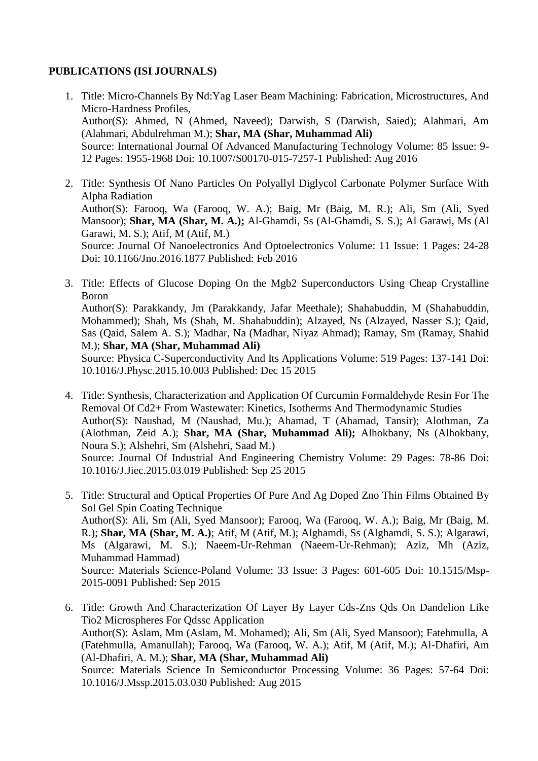**PUBLICATIONS (ISI JOURNALS)**

1. Title: Micro-Channels By Nd:Yag Laser Beam Machining: Fabrication, Microstructures, And Micro-Hardness Profiles,
   Author(S): Ahmed, N (Ahmed, Naveed); Darwish, S (Darwish, Saied); Alahmari, Am (Alahmari, Abdulrehman M.); **Shar, MA (Shar, Muhammad Ali)**
   Source: International Journal Of Advanced Manufacturing Technology Volume: 85 Issue: 9-12 Pages: 1955-1968 Doi: 10.1007/S00170-015-7257-1 Published: Aug 2016

2. Title: Synthesis Of Nano Particles On Polyallyl Diglycol Carbonate Polymer Surface With Alpha Radiation
   Author(S): Farooq, Wa (Farooq, W. A.); Baig, Mr (Baig, M. R.); Ali, Sm (Ali, Syed Mansoor); **Shar, MA (Shar, M. A.);** Al-Ghamdi, Ss (Al-Ghamdi, S. S.); Al Garawi, Ms (Al Garawi, M. S.); Atif, M (Atif, M.)
   Source: Journal Of Nanoelectronics And Optoelectronics Volume: 11 Issue: 1 Pages: 24-28 Doi: 10.1166/Jno.2016.1877 Published: Feb 2016

3. Title: Effects of Glucose Doping On the Mgb2 Superconductors Using Cheap Crystalline Boron
   Author(S): Parakkandy, Jm (Parakkandy, Jafar Meethale); Shahabuddin, M (Shahabuddin, Mohammed); Shah, Ms (Shah, M. Shahabuddin); Alzayed, Ns (Alzayed, Nasser S.); Qaid, Sas (Qaid, Salem A. S.); Madhar, Na (Madhar, Niyaz Ahmad); Ramay, Sm (Ramay, Shahid M.); **Shar, MA (Shar, Muhammad Ali)**
   Source: Physica C-Superconductivity And Its Applications Volume: 519 Pages: 137-141 Doi: 10.1016/J.Physc.2015.10.003 Published: Dec 15 2015

4. Title: Synthesis, Characterization and Application Of Curcumin Formaldehyde Resin For The Removal Of Cd2+ From Wastewater: Kinetics, Isotherms And Thermodynamic Studies
   Author(S): Naushad, M (Naushad, Mu.); Ahamad, T (Ahamad, Tansir); Alothman, Za (Alothman, Zeid A.); **Shar, MA (Shar, Muhammad Ali);** Alhokbany, Ns (Alhokbany, Noura S.); Alshehri, Sm (Alshehri, Saad M.)
   Source: Journal Of Industrial And Engineering Chemistry Volume: 29 Pages: 78-86 Doi: 10.1016/J.Jiec.2015.03.019 Published: Sep 25 2015

5. Title: Structural and Optical Properties Of Pure And Ag Doped Zno Thin Films Obtained By Sol Gel Spin Coating Technique
   Author(S): Ali, Sm (Ali, Syed Mansoor); Farooq, Wa (Farooq, W. A.); Baig, Mr (Baig, M. R.); **Shar, MA (Shar, M. A.)**; Atif, M (Atif, M.); Alghamdi, Ss (Alghamdi, S. S.); Algarawi, Ms (Algarawi, M. S.); Naeem-Ur-Rehman (Naeem-Ur-Rehman); Aziz, Mh (Aziz, Muhammad Hammad)
   Source: Materials Science-Poland Volume: 33 Issue: 3 Pages: 601-605 Doi: 10.1515/Msp-2015-0091 Published: Sep 2015

6. Title: Growth And Characterization Of Layer By Layer Cds-Zns Qds On Dandelion Like Tio2 Microspheres For Qdssc Application
   Author(S): Aslam, Mm (Aslam, M. Mohamed); Ali, Sm (Ali, Syed Mansoor); Fatehmulla, A (Fatehmulla, Amanullah); Farooq, Wa (Farooq, W. A.); Atif, M (Atif, M.); Al-Dhafiri, Am (Al-Dhafiri, A. M.); **Shar, MA (Shar, Muhammad Ali)**
   Source: Materials Science In Semiconductor Processing Volume: 36 Pages: 57-64 Doi: 10.1016/J.Mssp.2015.03.030 Published: Aug 2015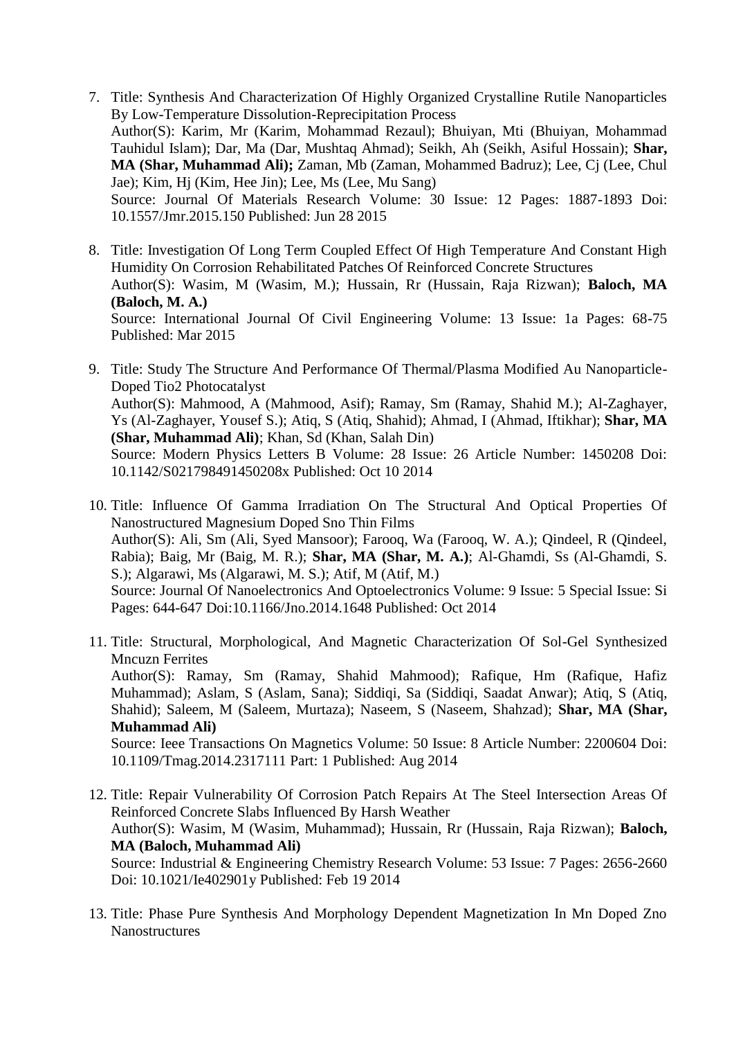7. Title: Synthesis And Characterization Of Highly Organized Crystalline Rutile Nanoparticles By Low-Temperature Dissolution-Reprecipitation Process
   Author(S): Karim, Mr (Karim, Mohammad Rezaul); Bhuiyan, Mti (Bhuiyan, Mohammad Tauhidul Islam); Dar, Ma (Dar, Mushtaq Ahmad); Seikh, Ah (Seikh, Asiful Hossain); **Shar, MA (Shar, Muhammad Ali);** Zaman, Mb (Zaman, Mohammed Badruz); Lee, Cj (Lee, Chul Jae); Kim, Hj (Kim, Hee Jin); Lee, Ms (Lee, Mu Sang)
   Source: Journal Of Materials Research Volume: 30 Issue: 12 Pages: 1887-1893 Doi: 10.1557/Jmr.2015.150 Published: Jun 28 2015

8. Title: Investigation Of Long Term Coupled Effect Of High Temperature And Constant High Humidity On Corrosion Rehabilitated Patches Of Reinforced Concrete Structures
   Author(S): Wasim, M (Wasim, M.); Hussain, Rr (Hussain, Raja Rizwan); **Baloch, MA (Baloch, M. A.)**
   Source: International Journal Of Civil Engineering Volume: 13 Issue: 1a Pages: 68-75 Published: Mar 2015

9. Title: Study The Structure And Performance Of Thermal/Plasma Modified Au Nanoparticle-Doped Tio2 Photocatalyst
   Author(S): Mahmood, A (Mahmood, Asif); Ramay, Sm (Ramay, Shahid M.); Al-Zaghayer, Ys (Al-Zaghayer, Yousef S.); Atiq, S (Atiq, Shahid); Ahmad, I (Ahmad, Iftikhar); **Shar, MA (Shar, Muhammad Ali)**; Khan, Sd (Khan, Salah Din)
   Source: Modern Physics Letters B Volume: 28 Issue: 26 Article Number: 1450208 Doi: 10.1142/S021798491450208x Published: Oct 10 2014

10. Title: Influence Of Gamma Irradiation On The Structural And Optical Properties Of Nanostructured Magnesium Doped Sno Thin Films
    Author(S): Ali, Sm (Ali, Syed Mansoor); Farooq, Wa (Farooq, W. A.); Qindeel, R (Qindeel, Rabia); Baig, Mr (Baig, M. R.); **Shar, MA (Shar, M. A.)**; Al-Ghamdi, Ss (Al-Ghamdi, S. S.); Algarawi, Ms (Algarawi, M. S.); Atif, M (Atif, M.)
    Source: Journal Of Nanoelectronics And Optoelectronics Volume: 9 Issue: 5 Special Issue: Si Pages: 644-647 Doi:10.1166/Jno.2014.1648 Published: Oct 2014

11. Title: Structural, Morphological, And Magnetic Characterization Of Sol-Gel Synthesized Mncuzn Ferrites
    Author(S): Ramay, Sm (Ramay, Shahid Mahmood); Rafique, Hm (Rafique, Hafiz Muhammad); Aslam, S (Aslam, Sana); Siddiqi, Sa (Siddiqi, Saadat Anwar); Atiq, S (Atiq, Shahid); Saleem, M (Saleem, Murtaza); Naseem, S (Naseem, Shahzad); **Shar, MA (Shar, Muhammad Ali)**
    Source: Ieee Transactions On Magnetics Volume: 50 Issue: 8 Article Number: 2200604 Doi: 10.1109/Tmag.2014.2317111 Part: 1 Published: Aug 2014

12. Title: Repair Vulnerability Of Corrosion Patch Repairs At The Steel Intersection Areas Of Reinforced Concrete Slabs Influenced By Harsh Weather
    Author(S): Wasim, M (Wasim, Muhammad); Hussain, Rr (Hussain, Raja Rizwan); **Baloch, MA (Baloch, Muhammad Ali)**
    Source: Industrial & Engineering Chemistry Research Volume: 53 Issue: 7 Pages: 2656-2660 Doi: 10.1021/Ie402901y Published: Feb 19 2014

13. Title: Phase Pure Synthesis And Morphology Dependent Magnetization In Mn Doped Zno Nanostructures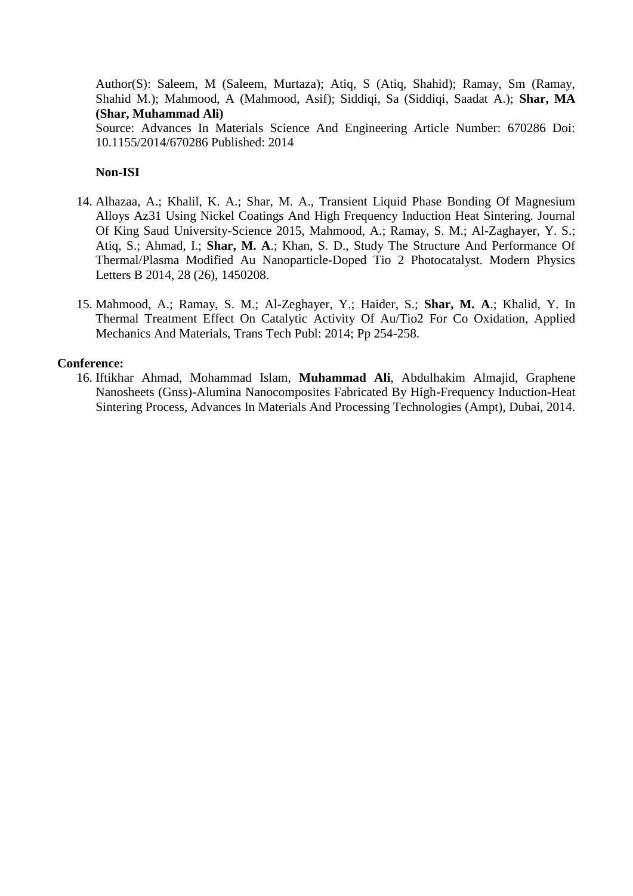Author(S): Saleem, M (Saleem, Murtaza); Atiq, S (Atiq, Shahid); Ramay, Sm (Ramay, Shahid M.); Mahmood, A (Mahmood, Asif); Siddiqi, Sa (Siddiqi, Saadat A.); **Shar, MA (Shar, Muhammad Ali)**
Source: Advances In Materials Science And Engineering Article Number: 670286 Doi: 10.1155/2014/670286 Published: 2014

**Non-ISI**

14. Alhazaa, A.; Khalil, K. A.; Shar, M. A., Transient Liquid Phase Bonding Of Magnesium Alloys Az31 Using Nickel Coatings And High Frequency Induction Heat Sintering. Journal Of King Saud University-Science 2015, Mahmood, A.; Ramay, S. M.; Al-Zaghayer, Y. S.; Atiq, S.; Ahmad, I.; **Shar, M. A**.; Khan, S. D., Study The Structure And Performance Of Thermal/Plasma Modified Au Nanoparticle-Doped Tio 2 Photocatalyst. Modern Physics Letters B 2014, 28 (26), 1450208.

15. Mahmood, A.; Ramay, S. M.; Al-Zeghayer, Y.; Haider, S.; **Shar, M. A**.; Khalid, Y. In Thermal Treatment Effect On Catalytic Activity Of Au/Tio2 For Co Oxidation, Applied Mechanics And Materials, Trans Tech Publ: 2014; Pp 254-258.

**Conference:**

16. Iftikhar Ahmad, Mohammad Islam, **Muhammad Ali**, Abdulhakim Almajid, Graphene Nanosheets (Gnss)-Alumina Nanocomposites Fabricated By High-Frequency Induction-Heat Sintering Process, Advances In Materials And Processing Technologies (Ampt), Dubai, 2014.